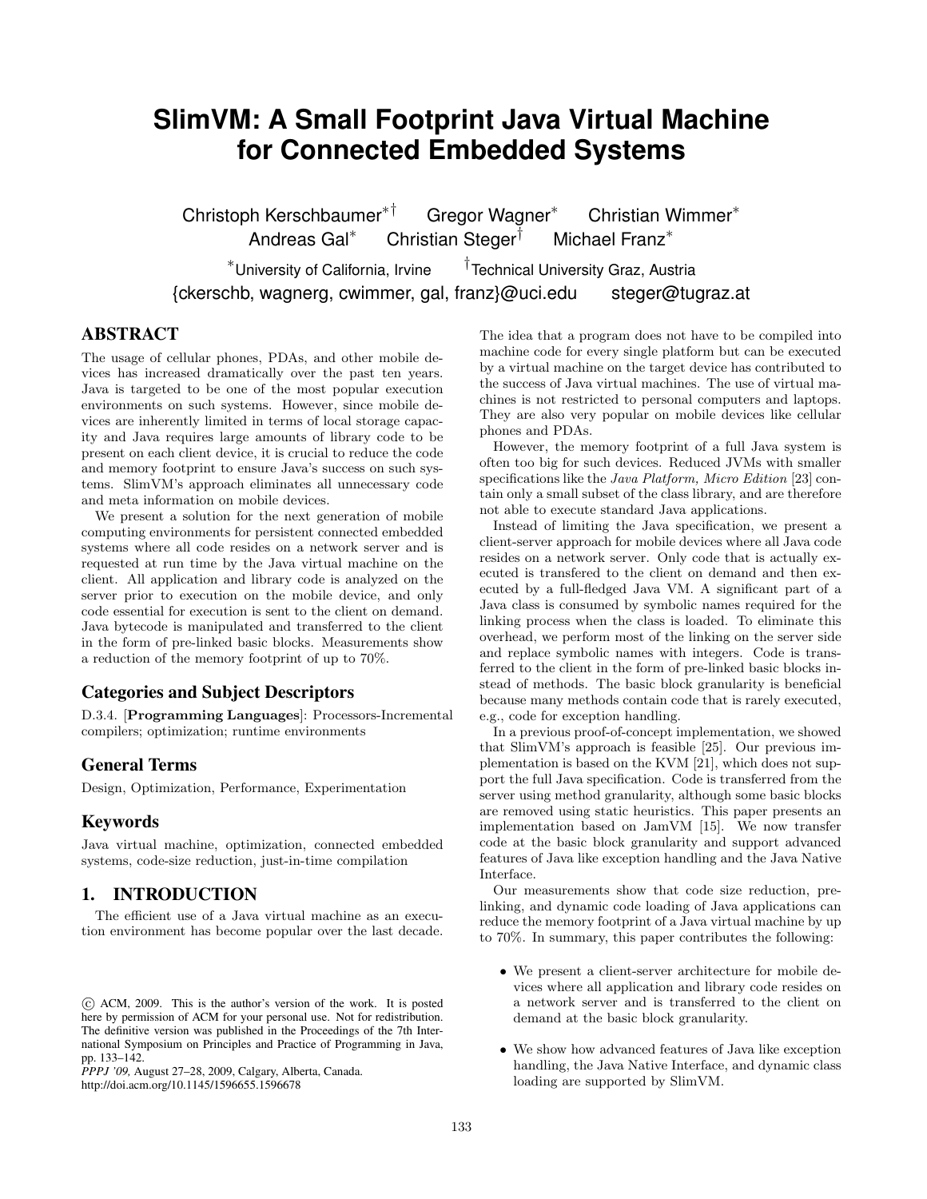# SlimVM: A Small Footprint Java Virtual Machine for Connected Embedded Systems

Christoph Kerschbaumer[*†] Gregor Wagner[*] Christian Wimmer[*]
Andreas Gal[*] Christian Steger[†] Michael Franz[*]

[*]University of California, Irvine [†]Technical University Graz, Austria
{ckerschb, wagnerg, cwimmer, gal, franz}@uci.edu steger@tugraz.at

## ABSTRACT

The usage of cellular phones, PDAs, and other mobile devices has increased dramatically over the past ten years. Java is targeted to be one of the most popular execution environments on such systems. However, since mobile devices are inherently limited in terms of local storage capacity and Java requires large amounts of library code to be present on each client device, it is crucial to reduce the code and memory footprint to ensure Java's success on such systems. SlimVM's approach eliminates all unnecessary code and meta information on mobile devices.

We present a solution for the next generation of mobile computing environments for persistent connected embedded systems where all code resides on a network server and is requested at run time by the Java virtual machine on the client. All application and library code is analyzed on the server prior to execution on the mobile device, and only code essential for execution is sent to the client on demand. Java bytecode is manipulated and transferred to the client in the form of pre-linked basic blocks. Measurements show a reduction of the memory footprint of up to 70%.

### Categories and Subject Descriptors

D.3.4. [**Programming Languages**]: Processors-Incremental compilers; optimization; runtime environments

### General Terms

Design, Optimization, Performance, Experimentation

### Keywords

Java virtual machine, optimization, connected embedded systems, code-size reduction, just-in-time compilation

## 1. INTRODUCTION

The efficient use of a Java virtual machine as an execution environment has become popular over the last decade. The idea that a program does not have to be compiled into machine code for every single platform but can be executed by a virtual machine on the target device has contributed to the success of Java virtual machines. The use of virtual machines is not restricted to personal computers and laptops. They are also very popular on mobile devices like cellular phones and PDAs.

However, the memory footprint of a full Java system is often too big for such devices. Reduced JVMs with smaller specifications like the *Java Platform, Micro Edition* [23] contain only a small subset of the class library, and are therefore not able to execute standard Java applications.

Instead of limiting the Java specification, we present a client-server approach for mobile devices where all Java code resides on a network server. Only code that is actually executed is transfered to the client on demand and then executed by a full-fledged Java VM. A significant part of a Java class is consumed by symbolic names required for the linking process when the class is loaded. To eliminate this overhead, we perform most of the linking on the server side and replace symbolic names with integers. Code is transferred to the client in the form of pre-linked basic blocks instead of methods. The basic block granularity is beneficial because many methods contain code that is rarely executed, e.g., code for exception handling.

In a previous proof-of-concept implementation, we showed that SlimVM's approach is feasible [25]. Our previous implementation is based on the KVM [21], which does not support the full Java specification. Code is transferred from the server using method granularity, although some basic blocks are removed using static heuristics. This paper presents an implementation based on JamVM [15]. We now transfer code at the basic block granularity and support advanced features of Java like exception handling and the Java Native Interface.

Our measurements show that code size reduction, prelinking, and dynamic code loading of Java applications can reduce the memory footprint of a Java virtual machine by up to 70%. In summary, this paper contributes the following:

- We present a client-server architecture for mobile devices where all application and library code resides on a network server and is transferred to the client on demand at the basic block granularity.
- We show how advanced features of Java like exception handling, the Java Native Interface, and dynamic class loading are supported by SlimVM.

© ACM, 2009. This is the author's version of the work. It is posted here by permission of ACM for your personal use. Not for redistribution. The definitive version was published in the Proceedings of the 7th International Symposium on Principles and Practice of Programming in Java, pp. 133–142.
*PPPJ '09,* August 27–28, 2009, Calgary, Alberta, Canada.
http://doi.acm.org/10.1145/1596655.1596678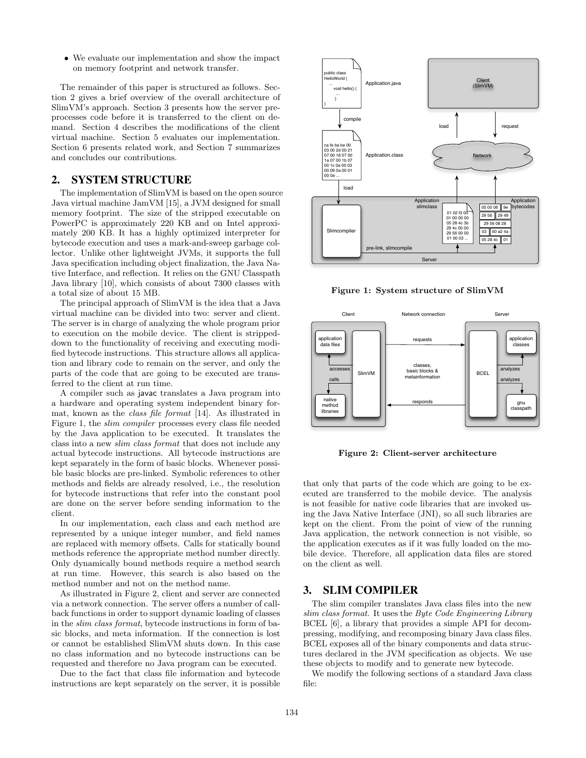- We evaluate our implementation and show the impact on memory footprint and network transfer.

The remainder of this paper is structured as follows. Section 2 gives a brief overview of the overall architecture of SlimVM's approach. Section 3 presents how the server preprocesses code before it is transferred to the client on demand. Section 4 describes the modifications of the client virtual machine. Section 5 evaluates our implementation. Section 6 presents related work, and Section 7 summarizes and concludes our contributions.

## 2. SYSTEM STRUCTURE

The implementation of SlimVM is based on the open source Java virtual machine JamVM [15], a JVM designed for small memory footprint. The size of the stripped executable on PowerPC is approximately 220 KB and on Intel approximately 200 KB. It has a highly optimized interpreter for bytecode execution and uses a mark-and-sweep garbage collector. Unlike other lightweight JVMs, it supports the full Java specification including object finalization, the Java Native Interface, and reflection. It relies on the GNU Classpath Java library [10], which consists of about 7300 classes with a total size of about 15 MB.

The principal approach of SlimVM is the idea that a Java virtual machine can be divided into two: server and client. The server is in charge of analyzing the whole program prior to execution on the mobile device. The client is stripped-down to the functionality of receiving and executing modified bytecode instructions. This structure allows all application and library code to remain on the server, and only the parts of the code that are going to be executed are transferred to the client at run time.

A compiler such as javac translates a Java program into a hardware and operating system independent binary format, known as the *class file format* [14]. As illustrated in Figure 1, the *slim compiler* processes every class file needed by the Java application to be executed. It translates the class into a new *slim class format* that does not include any actual bytecode instructions. All bytecode instructions are kept separately in the form of basic blocks. Whenever possible basic blocks are pre-linked. Symbolic references to other methods and fields are already resolved, i.e., the resolution for bytecode instructions that refer into the constant pool are done on the server before sending information to the client.

In our implementation, each class and each method are represented by a unique integer number, and field names are replaced with memory offsets. Calls for statically bound methods reference the appropriate method number directly. Only dynamically bound methods require a method search at run time. However, this search is also based on the method number and not on the method name.

As illustrated in Figure 2, client and server are connected via a network connection. The server offers a number of callback functions in order to support dynamic loading of classes in the *slim class format*, bytecode instructions in form of basic blocks, and meta information. If the connection is lost or cannot be established SlimVM shuts down. In this case no class information and no bytecode instructions can be requested and therefore no Java program can be executed.

Due to the fact that class file information and bytecode instructions are kept separately on the server, it is possible that only that parts of the code which are going to be executed are transferred to the mobile device. The analysis is not feasible for native code libraries that are invoked using the Java Native Interface (JNI), so all such libraries are kept on the client. From the point of view of the running Java application, the network connection is not visible, so the application executes as if it was fully loaded on the mobile device. Therefore, all application data files are stored on the client as well.

public class
HelloWorld {
...
void hello() {
...
}
}

Application.java

Client
(SlimVM)

compile

load

request

ca fe ba be 00
03 00 2d 00 21
07 00 18 07 00
1a 07 00 1b 07
00 1c 0a 00 03
00 09 0a 00 01
00 0a ...

Application.class

Network

load

Application
slimclass

Application
bytecodes

01 02 f3 00
01 00 00 00
05 28 4c 3b
29 4c 00 00
29 56 00 00
01 00 03 ...

00 00 08 | 9e
29 56 | 29 49
29 56 08 28
03 | 00 a2 4a
05 28 4c | 01

Slimcompiler

pre-link, slimcompile

Server

**Figure 1: System structure of SlimVM**

Client

Network connection

Server

application
data files

accesses

calls

native
method
libraries

SlimVM

requests

classes,
basic blocks &
metainformation

responds

BCEL

application
classes

analyzes

analyzes

gnu
classpath

**Figure 2: Client-server architecture**

## 3. SLIM COMPILER

The slim compiler translates Java class files into the new *slim class format*. It uses the *Byte Code Engineering Library* BCEL [6], a library that provides a simple API for decompressing, modifying, and recomposing binary Java class files. BCEL exposes all of the binary components and data structures declared in the JVM specification as objects. We use these objects to modify and to generate new bytecode.

We modify the following sections of a standard Java class file: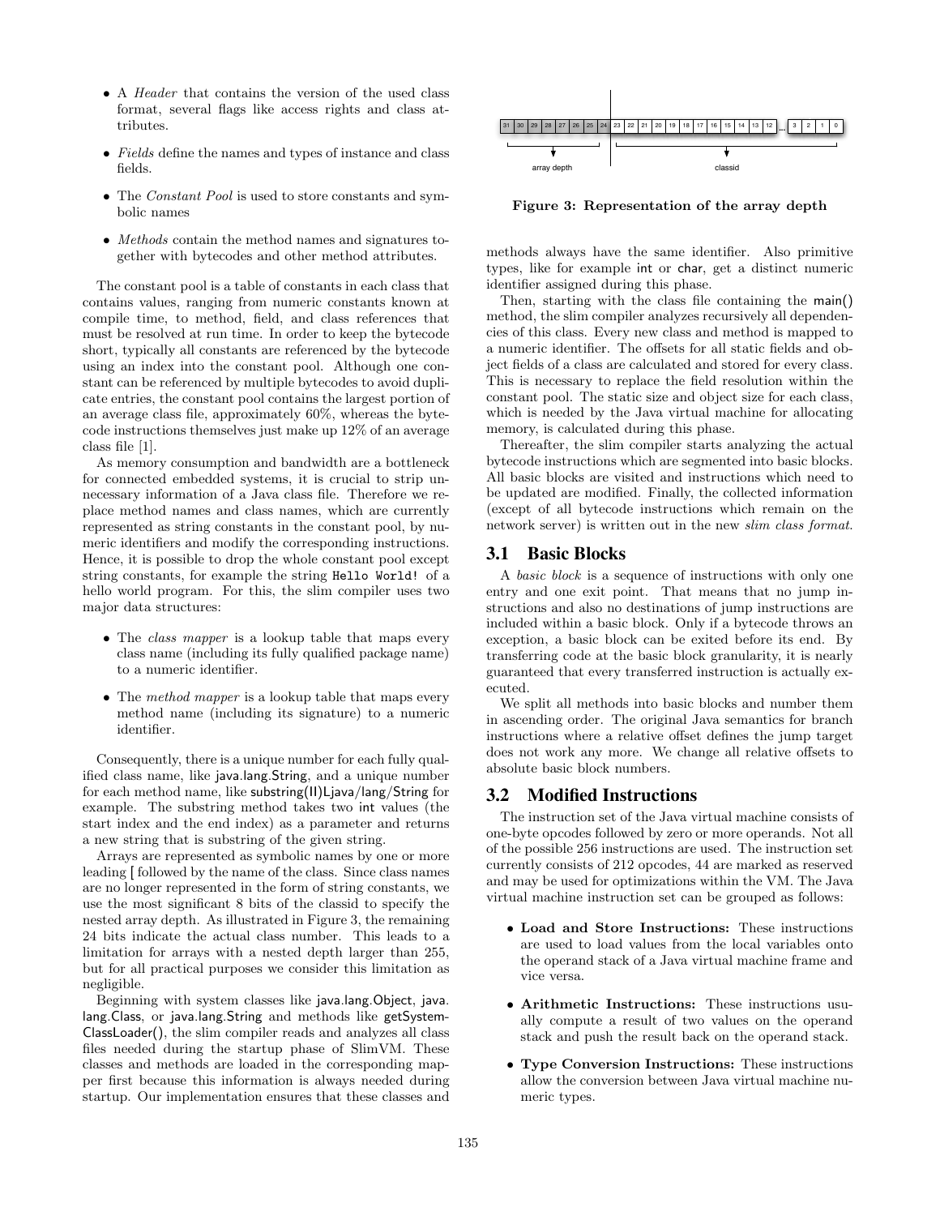- A *Header* that contains the version of the used class format, several flags like access rights and class attributes.
- *Fields* define the names and types of instance and class fields.
- The *Constant Pool* is used to store constants and symbolic names
- *Methods* contain the method names and signatures together with bytecodes and other method attributes.

The constant pool is a table of constants in each class that contains values, ranging from numeric constants known at compile time, to method, field, and class references that must be resolved at run time. In order to keep the bytecode short, typically all constants are referenced by the bytecode using an index into the constant pool. Although one constant can be referenced by multiple bytecodes to avoid duplicate entries, the constant pool contains the largest portion of an average class file, approximately 60%, whereas the bytecode instructions themselves just make up 12% of an average class file [1].

As memory consumption and bandwidth are a bottleneck for connected embedded systems, it is crucial to strip unnecessary information of a Java class file. Therefore we replace method names and class names, which are currently represented as string constants in the constant pool, by numeric identifiers and modify the corresponding instructions. Hence, it is possible to drop the whole constant pool except string constants, for example the string `Hello World!` of a hello world program. For this, the slim compiler uses two major data structures:

- The *class mapper* is a lookup table that maps every class name (including its fully qualified package name) to a numeric identifier.
- The *method mapper* is a lookup table that maps every method name (including its signature) to a numeric identifier.

Consequently, there is a unique number for each fully qualified class name, like java.lang.String, and a unique number for each method name, like substring(II)Ljava/lang/String for example. The substring method takes two int values (the start index and the end index) as a parameter and returns a new string that is substring of the given string.

Arrays are represented as symbolic names by one or more leading [ followed by the name of the class. Since class names are no longer represented in the form of string constants, we use the most significant 8 bits of the classid to specify the nested array depth. As illustrated in Figure 3, the remaining 24 bits indicate the actual class number. This leads to a limitation for arrays with a nested depth larger than 255, but for all practical purposes we consider this limitation as negligible.

Beginning with system classes like java.lang.Object, java.lang.Class, or java.lang.String and methods like getSystemClassLoader(), the slim compiler reads and analyzes all class files needed during the startup phase of SlimVM. These classes and methods are loaded in the corresponding mapper first because this information is always needed during startup. Our implementation ensures that these classes and methods always have the same identifier. Also primitive types, like for example int or char, get a distinct numeric identifier assigned during this phase.

31 30 29 28 27 26 25 24 23 22 21 20 19 18 17 16 15 14 13 12 ... 3 2 1 0

array depth

classid

**Figure 3: Representation of the array depth**

Then, starting with the class file containing the main() method, the slim compiler analyzes recursively all dependencies of this class. Every new class and method is mapped to a numeric identifier. The offsets for all static fields and object fields of a class are calculated and stored for every class. This is necessary to replace the field resolution within the constant pool. The static size and object size for each class, which is needed by the Java virtual machine for allocating memory, is calculated during this phase.

Thereafter, the slim compiler starts analyzing the actual bytecode instructions which are segmented into basic blocks. All basic blocks are visited and instructions which need to be updated are modified. Finally, the collected information (except of all bytecode instructions which remain on the network server) is written out in the new *slim class format*.

## 3.1 Basic Blocks

A *basic block* is a sequence of instructions with only one entry and one exit point. That means that no jump instructions and also no destinations of jump instructions are included within a basic block. Only if a bytecode throws an exception, a basic block can be exited before its end. By transferring code at the basic block granularity, it is nearly guaranteed that every transferred instruction is actually executed.

We split all methods into basic blocks and number them in ascending order. The original Java semantics for branch instructions where a relative offset defines the jump target does not work any more. We change all relative offsets to absolute basic block numbers.

## 3.2 Modified Instructions

The instruction set of the Java virtual machine consists of one-byte opcodes followed by zero or more operands. Not all of the possible 256 instructions are used. The instruction set currently consists of 212 opcodes, 44 are marked as reserved and may be used for optimizations within the VM. The Java virtual machine instruction set can be grouped as follows:

- **Load and Store Instructions:** These instructions are used to load values from the local variables onto the operand stack of a Java virtual machine frame and vice versa.
- **Arithmetic Instructions:** These instructions usually compute a result of two values on the operand stack and push the result back on the operand stack.
- **Type Conversion Instructions:** These instructions allow the conversion between Java virtual machine numeric types.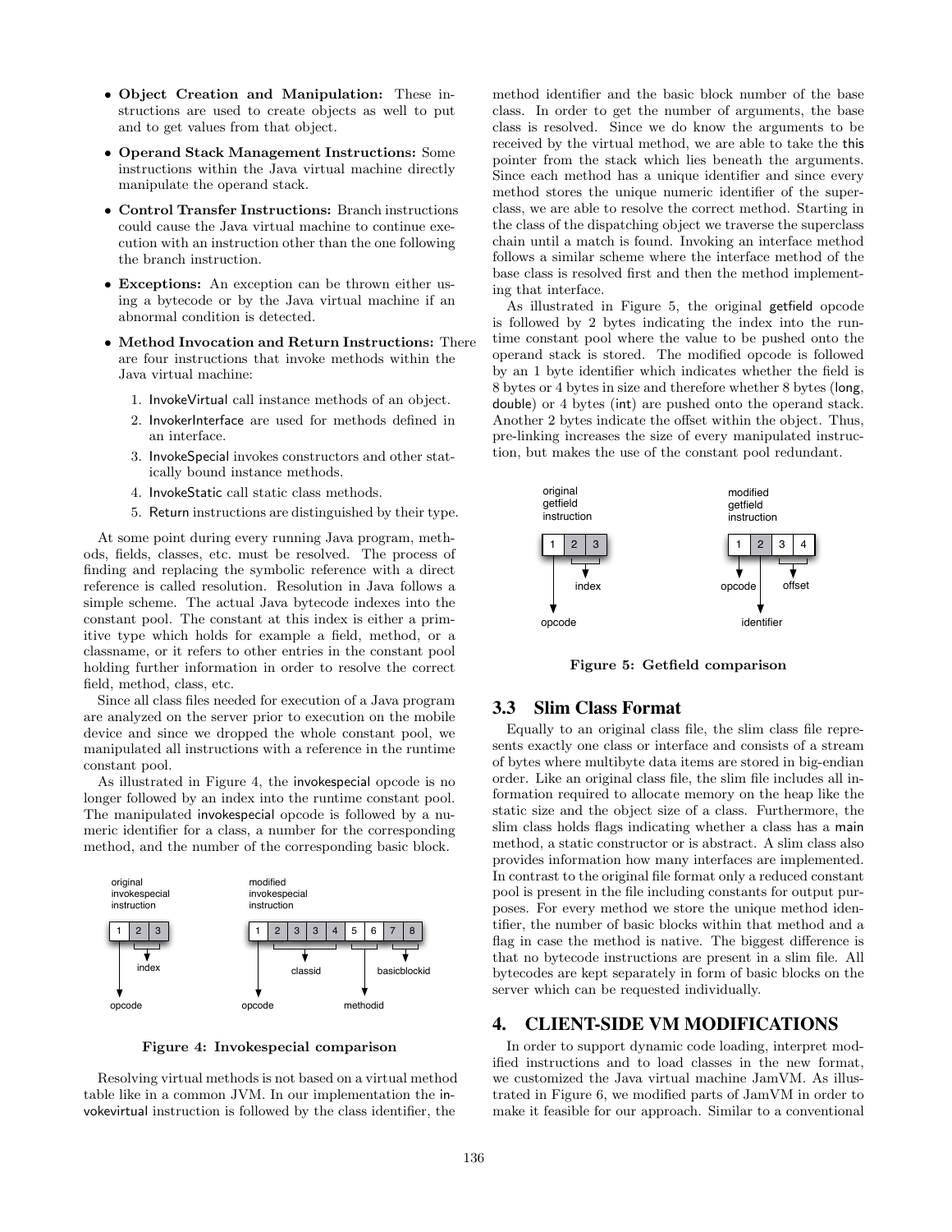- **Object Creation and Manipulation:** These instructions are used to create objects as well to put and to get values from that object.
- **Operand Stack Management Instructions:** Some instructions within the Java virtual machine directly manipulate the operand stack.
- **Control Transfer Instructions:** Branch instructions could cause the Java virtual machine to continue execution with an instruction other than the one following the branch instruction.
- **Exceptions:** An exception can be thrown either using a bytecode or by the Java virtual machine if an abnormal condition is detected.
- **Method Invocation and Return Instructions:** There are four instructions that invoke methods within the Java virtual machine:
  1. InvokeVirtual call instance methods of an object.
  2. InvokerInterface are used for methods defined in an interface.
  3. InvokeSpecial invokes constructors and other statically bound instance methods.
  4. InvokeStatic call static class methods.
  5. Return instructions are distinguished by their type.

At some point during every running Java program, methods, fields, classes, etc. must be resolved. The process of finding and replacing the symbolic reference with a direct reference is called resolution. Resolution in Java follows a simple scheme. The actual Java bytecode indexes into the constant pool. The constant at this index is either a primitive type which holds for example a field, method, or a classname, or it refers to other entries in the constant pool holding further information in order to resolve the correct field, method, class, etc.

Since all class files needed for execution of a Java program are analyzed on the server prior to execution on the mobile device and since we dropped the whole constant pool, we manipulated all instructions with a reference in the runtime constant pool.

As illustrated in Figure 4, the invokespecial opcode is no longer followed by an index into the runtime constant pool. The manipulated invokespecial opcode is followed by a numeric identifier for a class, a number for the corresponding method, and the number of the corresponding basic block.

**Figure 4: Invokespecial comparison**

Resolving virtual methods is not based on a virtual method table like in a common JVM. In our implementation the invokevirtual instruction is followed by the class identifier, the method identifier and the basic block number of the base class. In order to get the number of arguments, the base class is resolved. Since we do know the arguments to be received by the virtual method, we are able to take the this pointer from the stack which lies beneath the arguments. Since each method has a unique identifier and since every method stores the unique numeric identifier of the superclass, we are able to resolve the correct method. Starting in the class of the dispatching object we traverse the superclass chain until a match is found. Invoking an interface method follows a similar scheme where the interface method of the base class is resolved first and then the method implementing that interface.

As illustrated in Figure 5, the original getfield opcode is followed by 2 bytes indicating the index into the runtime constant pool where the value to be pushed onto the operand stack is stored. The modified opcode is followed by an 1 byte identifier which indicates whether the field is 8 bytes or 4 bytes in size and therefore whether 8 bytes (long, double) or 4 bytes (int) are pushed onto the operand stack. Another 2 bytes indicate the offset within the object. Thus, pre-linking increases the size of every manipulated instruction, but makes the use of the constant pool redundant.

**Figure 5: Getfield comparison**

## 3.3 Slim Class Format

Equally to an original class file, the slim class file represents exactly one class or interface and consists of a stream of bytes where multibyte data items are stored in big-endian order. Like an original class file, the slim file includes all information required to allocate memory on the heap like the static size and the object size of a class. Furthermore, the slim class holds flags indicating whether a class has a main method, a static constructor or is abstract. A slim class also provides information how many interfaces are implemented. In contrast to the original file format only a reduced constant pool is present in the file including constants for output purposes. For every method we store the unique method identifier, the number of basic blocks within that method and a flag in case the method is native. The biggest difference is that no bytecode instructions are present in a slim file. All bytecodes are kept separately in form of basic blocks on the server which can be requested individually.

# 4. CLIENT-SIDE VM MODIFICATIONS

In order to support dynamic code loading, interpret modified instructions and to load classes in the new format, we customized the Java virtual machine JamVM. As illustrated in Figure 6, we modified parts of JamVM in order to make it feasible for our approach. Similar to a conventional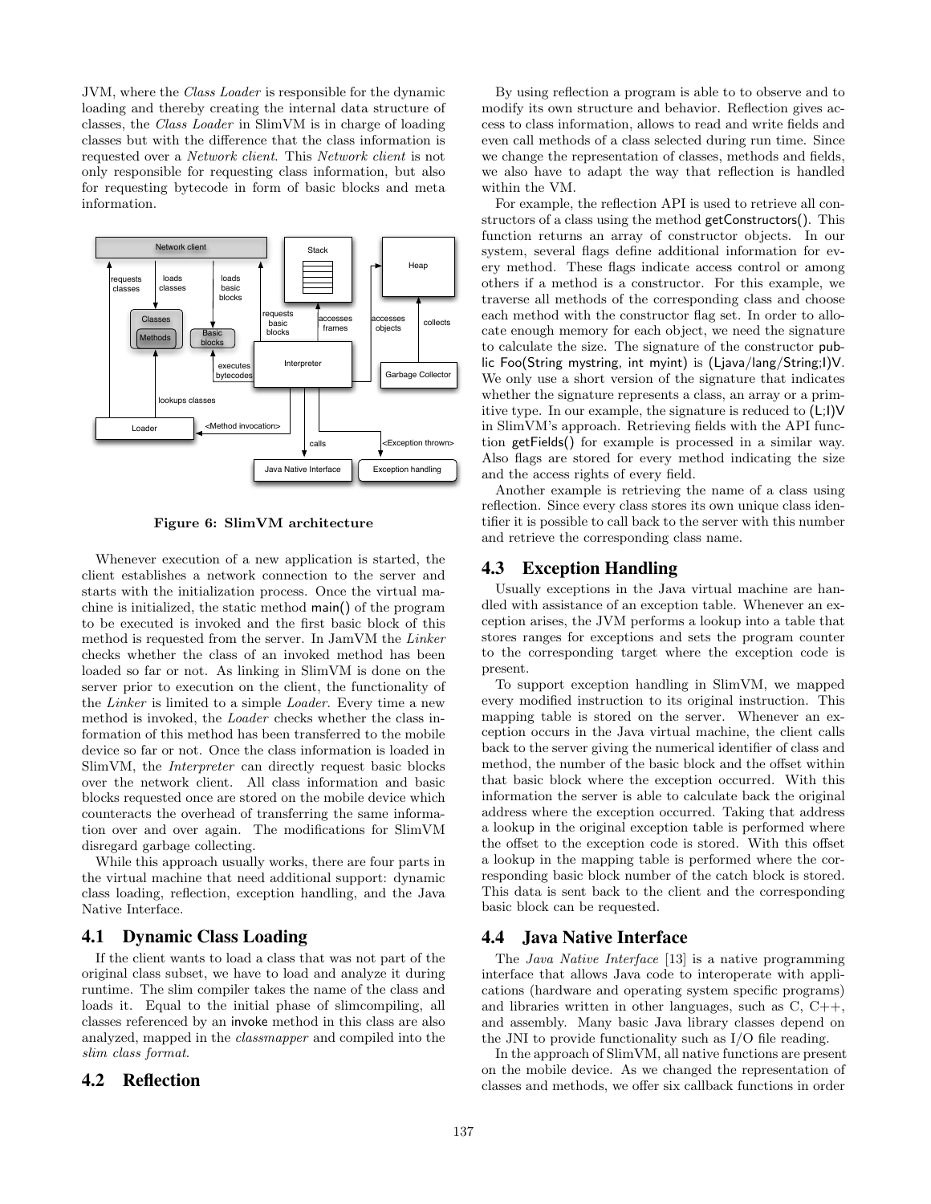JVM, where the *Class Loader* is responsible for the dynamic loading and thereby creating the internal data structure of classes, the *Class Loader* in SlimVM is in charge of loading classes but with the difference that the class information is requested over a *Network client*. This *Network client* is not only responsible for requesting class information, but also for requesting bytecode in form of basic blocks and meta information.

Network client
requests classes
loads classes
loads basic blocks
Stack
requests basic blocks
accesses frames
accesses objects
Heap
collects
Classes
Methods
Basic blocks
executes bytecodes
Interpreter
Garbage Collector
lookups classes
Loader
<Method invocation>
calls
<Exception thrown>
Java Native Interface
Exception handling

**Figure 6: SlimVM architecture**

Whenever execution of a new application is started, the client establishes a network connection to the server and starts with the initialization process. Once the virtual machine is initialized, the static method main() of the program to be executed is invoked and the first basic block of this method is requested from the server. In JamVM the *Linker* checks whether the class of an invoked method has been loaded so far or not. As linking in SlimVM is done on the server prior to execution on the client, the functionality of the *Linker* is limited to a simple *Loader*. Every time a new method is invoked, the *Loader* checks whether the class information of this method has been transferred to the mobile device so far or not. Once the class information is loaded in SlimVM, the *Interpreter* can directly request basic blocks over the network client. All class information and basic blocks requested once are stored on the mobile device which counteracts the overhead of transferring the same information over and over again. The modifications for SlimVM disregard garbage collecting.

While this approach usually works, there are four parts in the virtual machine that need additional support: dynamic class loading, reflection, exception handling, and the Java Native Interface.

## 4.1 Dynamic Class Loading

If the client wants to load a class that was not part of the original class subset, we have to load and analyze it during runtime. The slim compiler takes the name of the class and loads it. Equal to the initial phase of slimcompiling, all classes referenced by an invoke method in this class are also analyzed, mapped in the *classmapper* and compiled into the *slim class format*.

## 4.2 Reflection

By using reflection a program is able to to observe and to modify its own structure and behavior. Reflection gives access to class information, allows to read and write fields and even call methods of a class selected during run time. Since we change the representation of classes, methods and fields, we also have to adapt the way that reflection is handled within the VM.

For example, the reflection API is used to retrieve all constructors of a class using the method getConstructors(). This function returns an array of constructor objects. In our system, several flags define additional information for every method. These flags indicate access control or among others if a method is a constructor. For this example, we traverse all methods of the corresponding class and choose each method with the constructor flag set. In order to allocate enough memory for each object, we need the signature to calculate the size. The signature of the constructor public Foo(String mystring, int myint) is (Ljava/lang/String;I)V. We only use a short version of the signature that indicates whether the signature represents a class, an array or a primitive type. In our example, the signature is reduced to (L;I)V in SlimVM's approach. Retrieving fields with the API function getFields() for example is processed in a similar way. Also flags are stored for every method indicating the size and the access rights of every field.

Another example is retrieving the name of a class using reflection. Since every class stores its own unique class identifier it is possible to call back to the server with this number and retrieve the corresponding class name.

## 4.3 Exception Handling

Usually exceptions in the Java virtual machine are handled with assistance of an exception table. Whenever an exception arises, the JVM performs a lookup into a table that stores ranges for exceptions and sets the program counter to the corresponding target where the exception code is present.

To support exception handling in SlimVM, we mapped every modified instruction to its original instruction. This mapping table is stored on the server. Whenever an exception occurs in the Java virtual machine, the client calls back to the server giving the numerical identifier of class and method, the number of the basic block and the offset within that basic block where the exception occurred. With this information the server is able to calculate back the original address where the exception occurred. Taking that address a lookup in the original exception table is performed where the offset to the exception code is stored. With this offset a lookup in the mapping table is performed where the corresponding basic block number of the catch block is stored. This data is sent back to the client and the corresponding basic block can be requested.

## 4.4 Java Native Interface

The *Java Native Interface* [13] is a native programming interface that allows Java code to interoperate with applications (hardware and operating system specific programs) and libraries written in other languages, such as C, C++, and assembly. Many basic Java library classes depend on the JNI to provide functionality such as I/O file reading.

In the approach of SlimVM, all native functions are present on the mobile device. As we changed the representation of classes and methods, we offer six callback functions in order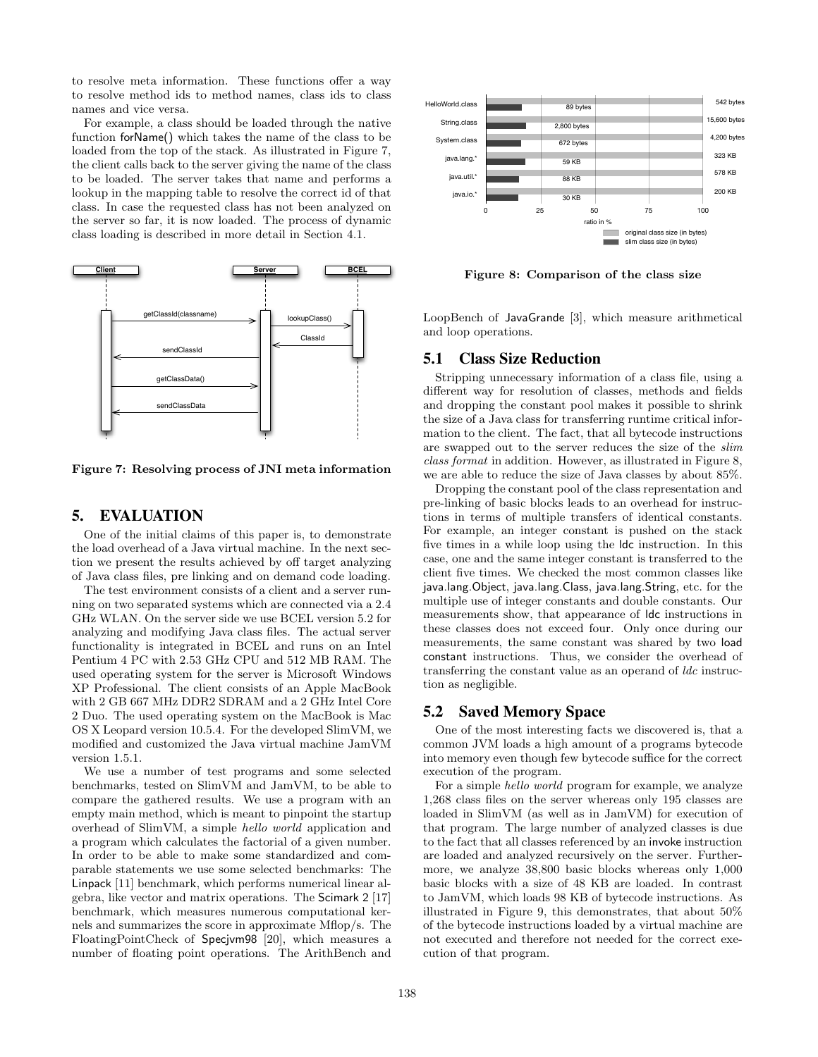to resolve meta information. These functions offer a way to resolve method ids to method names, class ids to class names and vice versa.

For example, a class should be loaded through the native function forName() which takes the name of the class to be loaded from the top of the stack. As illustrated in Figure 7, the client calls back to the server giving the name of the class to be loaded. The server takes that name and performs a lookup in the mapping table to resolve the correct id of that class. In case the requested class has not been analyzed on the server so far, it is now loaded. The process of dynamic class loading is described in more detail in Section 4.1.

**Figure 7: Resolving process of JNI meta information**

## 5. EVALUATION

One of the initial claims of this paper is, to demonstrate the load overhead of a Java virtual machine. In the next section we present the results achieved by off target analyzing of Java class files, pre linking and on demand code loading.

The test environment consists of a client and a server running on two separated systems which are connected via a 2.4 GHz WLAN. On the server side we use BCEL version 5.2 for analyzing and modifying Java class files. The actual server functionality is integrated in BCEL and runs on an Intel Pentium 4 PC with 2.53 GHz CPU and 512 MB RAM. The used operating system for the server is Microsoft Windows XP Professional. The client consists of an Apple MacBook with 2 GB 667 MHz DDR2 SDRAM and a 2 GHz Intel Core 2 Duo. The used operating system on the MacBook is Mac OS X Leopard version 10.5.4. For the developed SlimVM, we modified and customized the Java virtual machine JamVM version 1.5.1.

We use a number of test programs and some selected benchmarks, tested on SlimVM and JamVM, to be able to compare the gathered results. We use a program with an empty main method, which is meant to pinpoint the startup overhead of SlimVM, a simple *hello world* application and a program which calculates the factorial of a given number. In order to be able to make some standardized and comparable statements we use some selected benchmarks: The Linpack [11] benchmark, which performs numerical linear algebra, like vector and matrix operations. The Scimark 2 [17] benchmark, which measures numerous computational kernels and summarizes the score in approximate Mflop/s. The FloatingPointCheck of Specjvm98 [20], which measures a number of floating point operations. The ArithBench and LoopBench of JavaGrande [3], which measure arithmetical and loop operations.

**Figure 8: Comparison of the class size**

### 5.1 Class Size Reduction

Stripping unnecessary information of a class file, using a different way for resolution of classes, methods and fields and dropping the constant pool makes it possible to shrink the size of a Java class for transferring runtime critical information to the client. The fact, that all bytecode instructions are swapped out to the server reduces the size of the *slim class format* in addition. However, as illustrated in Figure 8, we are able to reduce the size of Java classes by about 85%.

Dropping the constant pool of the class representation and pre-linking of basic blocks leads to an overhead for instructions in terms of multiple transfers of identical constants. For example, an integer constant is pushed on the stack five times in a while loop using the ldc instruction. In this case, one and the same integer constant is transferred to the client five times. We checked the most common classes like java.lang.Object, java.lang.Class, java.lang.String, etc. for the multiple use of integer constants and double constants. Our measurements show, that appearance of ldc instructions in these classes does not exceed four. Only once during our measurements, the same constant was shared by two load constant instructions. Thus, we consider the overhead of transferring the constant value as an operand of *ldc* instruction as negligible.

### 5.2 Saved Memory Space

One of the most interesting facts we discovered is, that a common JVM loads a high amount of a programs bytecode into memory even though few bytecode suffice for the correct execution of the program.

For a simple *hello world* program for example, we analyze 1,268 class files on the server whereas only 195 classes are loaded in SlimVM (as well as in JamVM) for execution of that program. The large number of analyzed classes is due to the fact that all classes referenced by an invoke instruction are loaded and analyzed recursively on the server. Furthermore, we analyze 38,800 basic blocks whereas only 1,000 basic blocks with a size of 48 KB are loaded. In contrast to JamVM, which loads 98 KB of bytecode instructions. As illustrated in Figure 9, this demonstrates, that about 50% of the bytecode instructions loaded by a virtual machine are not executed and therefore not needed for the correct execution of that program.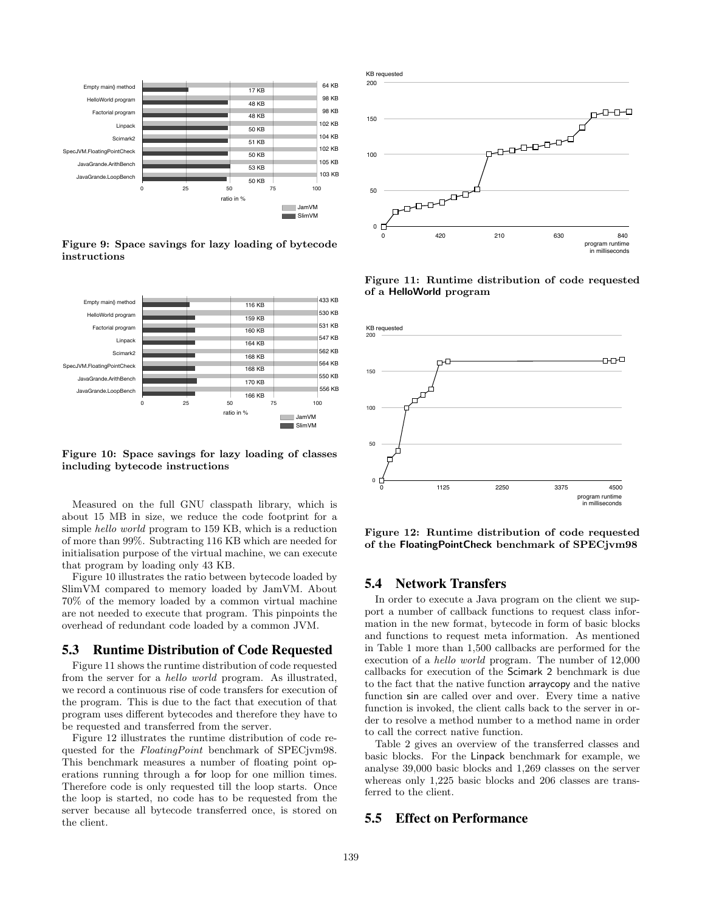Figure 9: Space savings for lazy loading of bytecode instructions

Figure 10: Space savings for lazy loading of classes including bytecode instructions

Measured on the full GNU classpath library, which is about 15 MB in size, we reduce the code footprint for a simple *hello world* program to 159 KB, which is a reduction of more than 99%. Subtracting 116 KB which are needed for initialisation purpose of the virtual machine, we can execute that program by loading only 43 KB.

Figure 10 illustrates the ratio between bytecode loaded by SlimVM compared to memory loaded by JamVM. About 70% of the memory loaded by a common virtual machine are not needed to execute that program. This pinpoints the overhead of redundant code loaded by a common JVM.

## 5.3 Runtime Distribution of Code Requested

Figure 11 shows the runtime distribution of code requested from the server for a *hello world* program. As illustrated, we record a continuous rise of code transfers for execution of the program. This is due to the fact that execution of that program uses different bytecodes and therefore they have to be requested and transferred from the server.

Figure 12 illustrates the runtime distribution of code requested for the *FloatingPoint* benchmark of SPECjvm98. This benchmark measures a number of floating point operations running through a for loop for one million times. Therefore code is only requested till the loop starts. Once the loop is started, no code has to be requested from the server because all bytecode transferred once, is stored on the client.

Figure 11: Runtime distribution of code requested of a HelloWorld program

Figure 12: Runtime distribution of code requested of the FloatingPointCheck benchmark of SPECjvm98

## 5.4 Network Transfers

In order to execute a Java program on the client we support a number of callback functions to request class information in the new format, bytecode in form of basic blocks and functions to request meta information. As mentioned in Table 1 more than 1,500 callbacks are performed for the execution of a *hello world* program. The number of 12,000 callbacks for execution of the Scimark 2 benchmark is due to the fact that the native function arraycopy and the native function sin are called over and over. Every time a native function is invoked, the client calls back to the server in order to resolve a method number to a method name in order to call the correct native function.

Table 2 gives an overview of the transferred classes and basic blocks. For the Linpack benchmark for example, we analyse 39,000 basic blocks and 1,269 classes on the server whereas only 1,225 basic blocks and 206 classes are transferred to the client.

## 5.5 Effect on Performance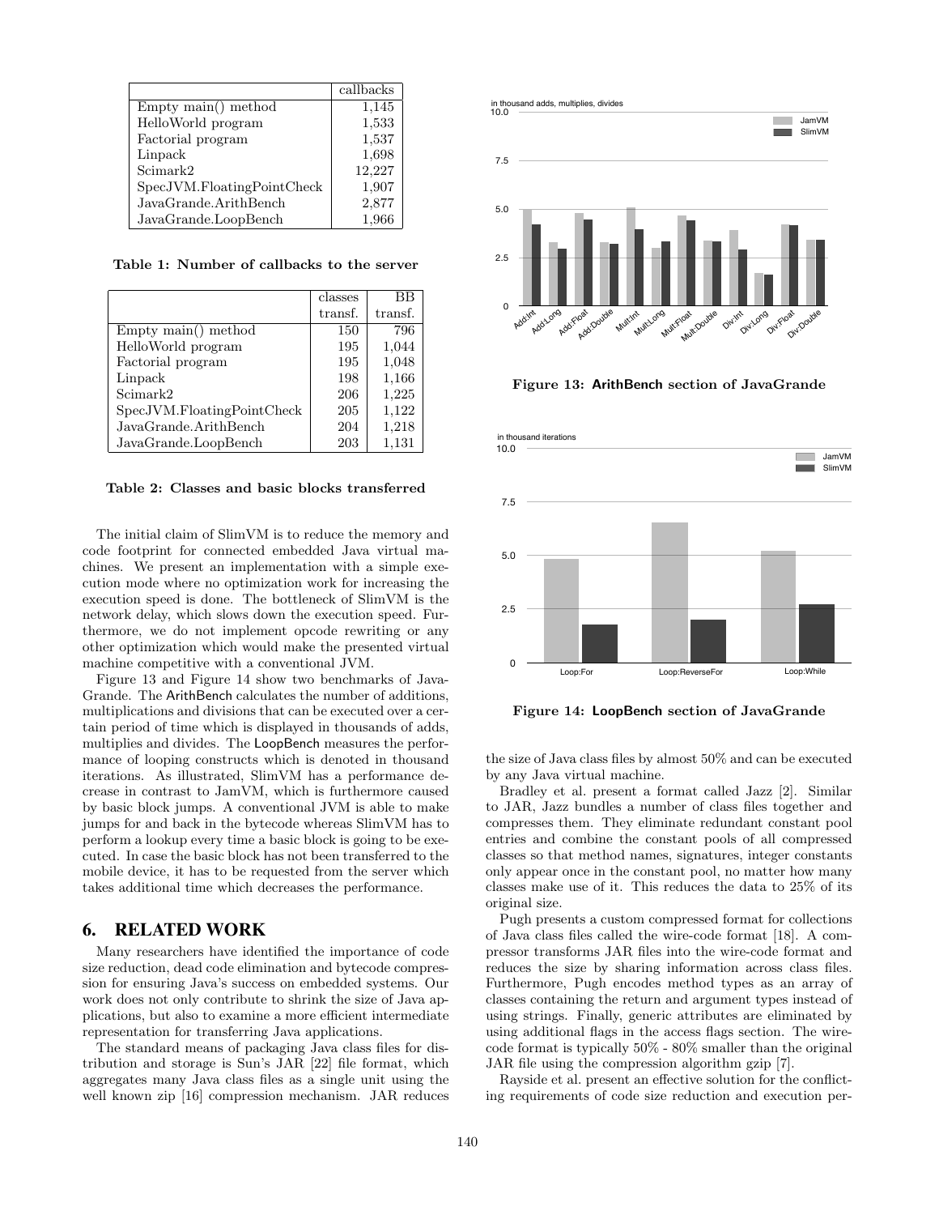| | callbacks |
|---|---|
| Empty main() method | 1,145 |
| HelloWorld program | 1,533 |
| Factorial program | 1,537 |
| Linpack | 1,698 |
| Scimark2 | 12,227 |
| SpecJVM.FloatingPointCheck | 1,907 |
| JavaGrande.ArithBench | 2,877 |
| JavaGrande.LoopBench | 1,966 |

**Table 1: Number of callbacks to the server**

| | classes transf. | BB transf. |
|---|---|---|
| Empty main() method | 150 | 796 |
| HelloWorld program | 195 | 1,044 |
| Factorial program | 195 | 1,048 |
| Linpack | 198 | 1,166 |
| Scimark2 | 206 | 1,225 |
| SpecJVM.FloatingPointCheck | 205 | 1,122 |
| JavaGrande.ArithBench | 204 | 1,218 |
| JavaGrande.LoopBench | 203 | 1,131 |

**Table 2: Classes and basic blocks transferred**

The initial claim of SlimVM is to reduce the memory and code footprint for connected embedded Java virtual machines. We present an implementation with a simple execution mode where no optimization work for increasing the execution speed is done. The bottleneck of SlimVM is the network delay, which slows down the execution speed. Furthermore, we do not implement opcode rewriting or any other optimization which would make the presented virtual machine competitive with a conventional JVM.

Figure 13 and Figure 14 show two benchmarks of JavaGrande. The ArithBench calculates the number of additions, multiplications and divisions that can be executed over a certain period of time which is displayed in thousands of adds, multiplies and divides. The LoopBench measures the performance of looping constructs which is denoted in thousand iterations. As illustrated, SlimVM has a performance decrease in contrast to JamVM, which is furthermore caused by basic block jumps. A conventional JVM is able to make jumps for and back in the bytecode whereas SlimVM has to perform a lookup every time a basic block is going to be executed. In case the basic block has not been transferred to the mobile device, it has to be requested from the server which takes additional time which decreases the performance.

**Figure 13: ArithBench section of JavaGrande**

**Figure 14: LoopBench section of JavaGrande**

## 6. RELATED WORK

Many researchers have identified the importance of code size reduction, dead code elimination and bytecode compression for ensuring Java's success on embedded systems. Our work does not only contribute to shrink the size of Java applications, but also to examine a more efficient intermediate representation for transferring Java applications.

The standard means of packaging Java class files for distribution and storage is Sun's JAR [22] file format, which aggregates many Java class files as a single unit using the well known zip [16] compression mechanism. JAR reduces the size of Java class files by almost 50% and can be executed by any Java virtual machine.

Bradley et al. present a format called Jazz [2]. Similar to JAR, Jazz bundles a number of class files together and compresses them. They eliminate redundant constant pool entries and combine the constant pools of all compressed classes so that method names, signatures, integer constants only appear once in the constant pool, no matter how many classes make use of it. This reduces the data to 25% of its original size.

Pugh presents a custom compressed format for collections of Java class files called the wire-code format [18]. A compressor transforms JAR files into the wire-code format and reduces the size by sharing information across class files. Furthermore, Pugh encodes method types as an array of classes containing the return and argument types instead of using strings. Finally, generic attributes are eliminated by using additional flags in the access flags section. The wire-code format is typically 50% - 80% smaller than the original JAR file using the compression algorithm gzip [7].

Rayside et al. present an effective solution for the conflicting requirements of code size reduction and execution per-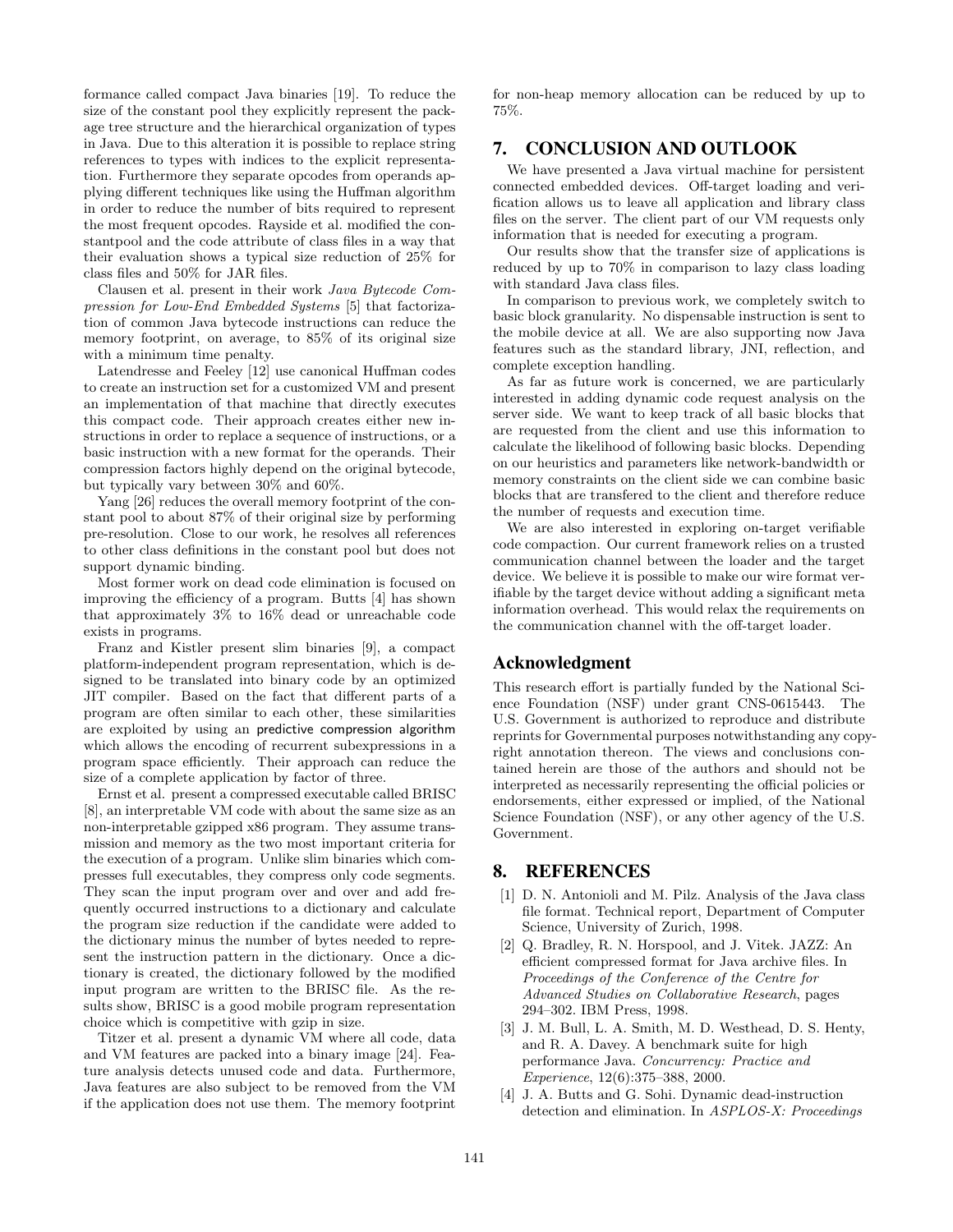formance called compact Java binaries [19]. To reduce the size of the constant pool they explicitly represent the package tree structure and the hierarchical organization of types in Java. Due to this alteration it is possible to replace string references to types with indices to the explicit representation. Furthermore they separate opcodes from operands applying different techniques like using the Huffman algorithm in order to reduce the number of bits required to represent the most frequent opcodes. Rayside et al. modified the constantpool and the code attribute of class files in a way that their evaluation shows a typical size reduction of 25% for class files and 50% for JAR files.

Clausen et al. present in their work *Java Bytecode Compression for Low-End Embedded Systems* [5] that factorization of common Java bytecode instructions can reduce the memory footprint, on average, to 85% of its original size with a minimum time penalty.

Latendresse and Feeley [12] use canonical Huffman codes to create an instruction set for a customized VM and present an implementation of that machine that directly executes this compact code. Their approach creates either new instructions in order to replace a sequence of instructions, or a basic instruction with a new format for the operands. Their compression factors highly depend on the original bytecode, but typically vary between 30% and 60%.

Yang [26] reduces the overall memory footprint of the constant pool to about 87% of their original size by performing pre-resolution. Close to our work, he resolves all references to other class definitions in the constant pool but does not support dynamic binding.

Most former work on dead code elimination is focused on improving the efficiency of a program. Butts [4] has shown that approximately 3% to 16% dead or unreachable code exists in programs.

Franz and Kistler present slim binaries [9], a compact platform-independent program representation, which is designed to be translated into binary code by an optimized JIT compiler. Based on the fact that different parts of a program are often similar to each other, these similarities are exploited by using an predictive compression algorithm which allows the encoding of recurrent subexpressions in a program space efficiently. Their approach can reduce the size of a complete application by factor of three.

Ernst et al. present a compressed executable called BRISC [8], an interpretable VM code with about the same size as an non-interpretable gzipped x86 program. They assume transmission and memory as the two most important criteria for the execution of a program. Unlike slim binaries which compresses full executables, they compress only code segments. They scan the input program over and over and add frequently occurred instructions to a dictionary and calculate the program size reduction if the candidate were added to the dictionary minus the number of bytes needed to represent the instruction pattern in the dictionary. Once a dictionary is created, the dictionary followed by the modified input program are written to the BRISC file. As the results show, BRISC is a good mobile program representation choice which is competitive with gzip in size.

Titzer et al. present a dynamic VM where all code, data and VM features are packed into a binary image [24]. Feature analysis detects unused code and data. Furthermore, Java features are also subject to be removed from the VM if the application does not use them. The memory footprint for non-heap memory allocation can be reduced by up to 75%.

## 7. CONCLUSION AND OUTLOOK

We have presented a Java virtual machine for persistent connected embedded devices. Off-target loading and verification allows us to leave all application and library class files on the server. The client part of our VM requests only information that is needed for executing a program.

Our results show that the transfer size of applications is reduced by up to 70% in comparison to lazy class loading with standard Java class files.

In comparison to previous work, we completely switch to basic block granularity. No dispensable instruction is sent to the mobile device at all. We are also supporting now Java features such as the standard library, JNI, reflection, and complete exception handling.

As far as future work is concerned, we are particularly interested in adding dynamic code request analysis on the server side. We want to keep track of all basic blocks that are requested from the client and use this information to calculate the likelihood of following basic blocks. Depending on our heuristics and parameters like network-bandwidth or memory constraints on the client side we can combine basic blocks that are transfered to the client and therefore reduce the number of requests and execution time.

We are also interested in exploring on-target verifiable code compaction. Our current framework relies on a trusted communication channel between the loader and the target device. We believe it is possible to make our wire format verifiable by the target device without adding a significant meta information overhead. This would relax the requirements on the communication channel with the off-target loader.

## Acknowledgment

This research effort is partially funded by the National Science Foundation (NSF) under grant CNS-0615443. The U.S. Government is authorized to reproduce and distribute reprints for Governmental purposes notwithstanding any copyright annotation thereon. The views and conclusions contained herein are those of the authors and should not be interpreted as necessarily representing the official policies or endorsements, either expressed or implied, of the National Science Foundation (NSF), or any other agency of the U.S. Government.

## 8. REFERENCES

[1] D. N. Antonioli and M. Pilz. Analysis of the Java class file format. Technical report, Department of Computer Science, University of Zurich, 1998.

[2] Q. Bradley, R. N. Horspool, and J. Vitek. JAZZ: An efficient compressed format for Java archive files. In *Proceedings of the Conference of the Centre for Advanced Studies on Collaborative Research*, pages 294–302. IBM Press, 1998.

[3] J. M. Bull, L. A. Smith, M. D. Westhead, D. S. Henty, and R. A. Davey. A benchmark suite for high performance Java. *Concurrency: Practice and Experience*, 12(6):375–388, 2000.

[4] J. A. Butts and G. Sohi. Dynamic dead-instruction detection and elimination. In *ASPLOS-X: Proceedings*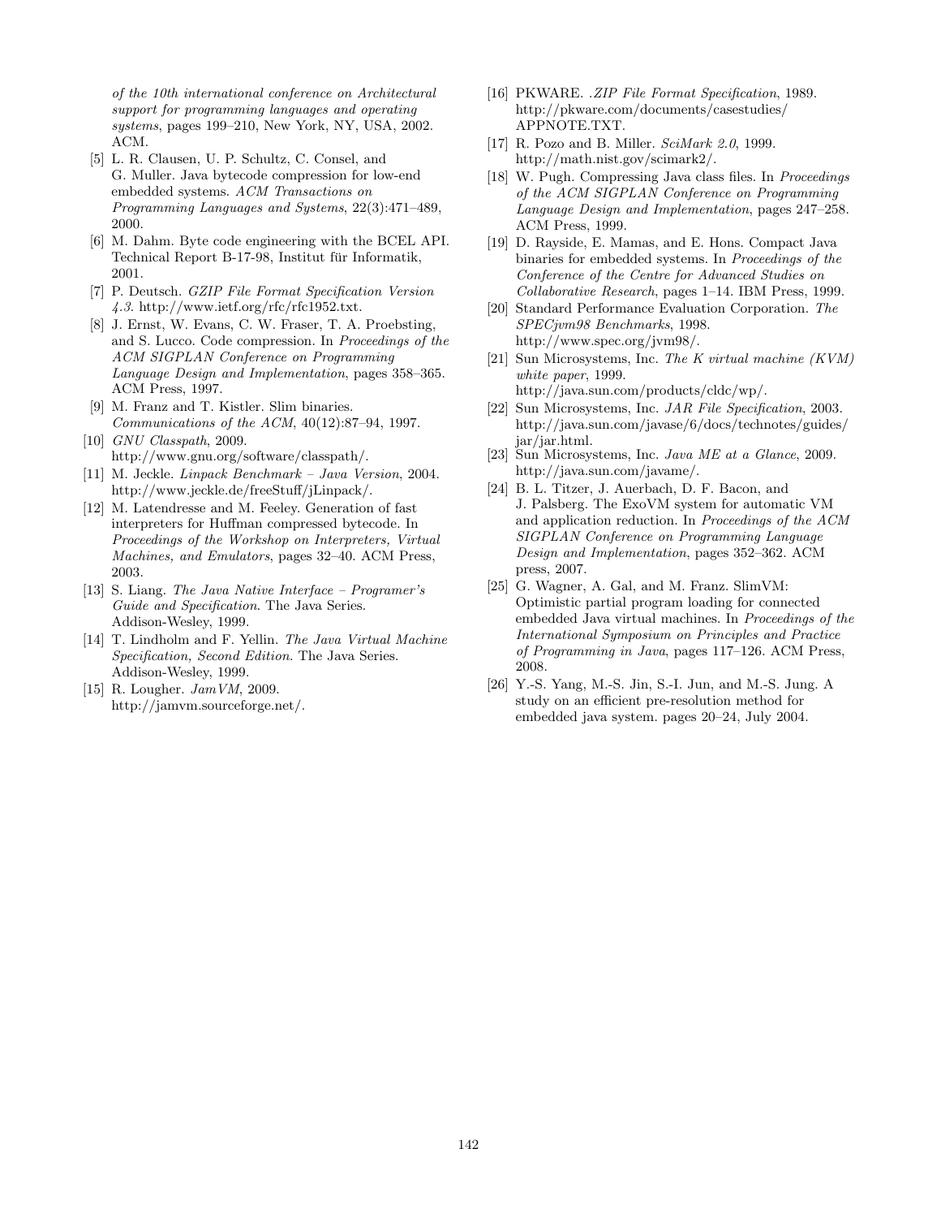of the 10th international conference on Architectural support for programming languages and operating systems*, pages 199–210, New York, NY, USA, 2002. ACM.

[5] L. R. Clausen, U. P. Schultz, C. Consel, and G. Muller. Java bytecode compression for low-end embedded systems. *ACM Transactions on Programming Languages and Systems*, 22(3):471–489, 2000.

[6] M. Dahm. Byte code engineering with the BCEL API. Technical Report B-17-98, Institut für Informatik, 2001.

[7] P. Deutsch. *GZIP File Format Specification Version 4.3*. http://www.ietf.org/rfc/rfc1952.txt.

[8] J. Ernst, W. Evans, C. W. Fraser, T. A. Proebsting, and S. Lucco. Code compression. In *Proceedings of the ACM SIGPLAN Conference on Programming Language Design and Implementation*, pages 358–365. ACM Press, 1997.

[9] M. Franz and T. Kistler. Slim binaries. *Communications of the ACM*, 40(12):87–94, 1997.

[10] *GNU Classpath*, 2009. http://www.gnu.org/software/classpath/.

[11] M. Jeckle. *Linpack Benchmark – Java Version*, 2004. http://www.jeckle.de/freeStuff/jLinpack/.

[12] M. Latendresse and M. Feeley. Generation of fast interpreters for Huffman compressed bytecode. In *Proceedings of the Workshop on Interpreters, Virtual Machines, and Emulators*, pages 32–40. ACM Press, 2003.

[13] S. Liang. *The Java Native Interface – Programer's Guide and Specification*. The Java Series. Addison-Wesley, 1999.

[14] T. Lindholm and F. Yellin. *The Java Virtual Machine Specification, Second Edition*. The Java Series. Addison-Wesley, 1999.

[15] R. Lougher. *JamVM*, 2009. http://jamvm.sourceforge.net/.

[16] PKWARE. *.ZIP File Format Specification*, 1989. http://pkware.com/documents/casestudies/APPNOTE.TXT.

[17] R. Pozo and B. Miller. *SciMark 2.0*, 1999. http://math.nist.gov/scimark2/.

[18] W. Pugh. Compressing Java class files. In *Proceedings of the ACM SIGPLAN Conference on Programming Language Design and Implementation*, pages 247–258. ACM Press, 1999.

[19] D. Rayside, E. Mamas, and E. Hons. Compact Java binaries for embedded systems. In *Proceedings of the Conference of the Centre for Advanced Studies on Collaborative Research*, pages 1–14. IBM Press, 1999.

[20] Standard Performance Evaluation Corporation. *The SPECjvm98 Benchmarks*, 1998. http://www.spec.org/jvm98/.

[21] Sun Microsystems, Inc. *The K virtual machine (KVM) white paper*, 1999. http://java.sun.com/products/cldc/wp/.

[22] Sun Microsystems, Inc. *JAR File Specification*, 2003. http://java.sun.com/javase/6/docs/technotes/guides/jar/jar.html.

[23] Sun Microsystems, Inc. *Java ME at a Glance*, 2009. http://java.sun.com/javame/.

[24] B. L. Titzer, J. Auerbach, D. F. Bacon, and J. Palsberg. The ExoVM system for automatic VM and application reduction. In *Proceedings of the ACM SIGPLAN Conference on Programming Language Design and Implementation*, pages 352–362. ACM press, 2007.

[25] G. Wagner, A. Gal, and M. Franz. SlimVM: Optimistic partial program loading for connected embedded Java virtual machines. In *Proceedings of the International Symposium on Principles and Practice of Programming in Java*, pages 117–126. ACM Press, 2008.

[26] Y.-S. Yang, M.-S. Jin, S.-I. Jun, and M.-S. Jung. A study on an efficient pre-resolution method for embedded java system. pages 20–24, July 2004.